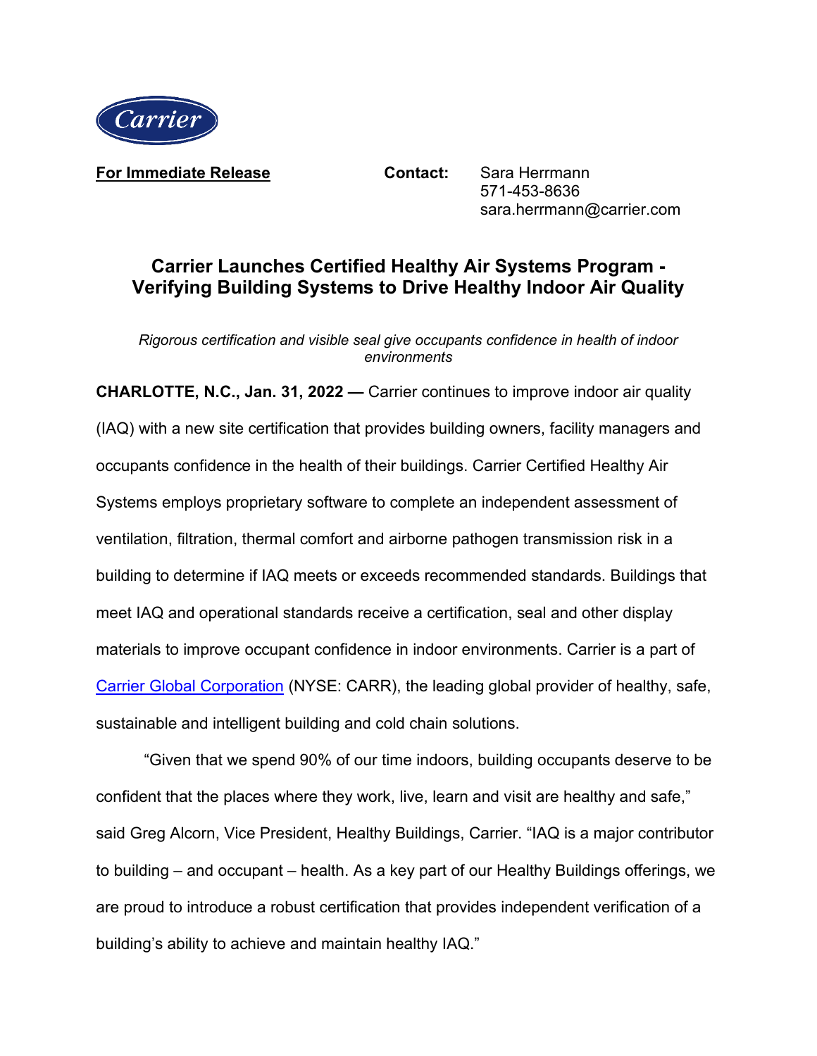**For Immediate Release**

**Contact:** Sara Herrmann
571-453-8636
sara.herrmann@carrier.com

# Carrier Launches Certified Healthy Air Systems Program - Verifying Building Systems to Drive Healthy Indoor Air Quality

*Rigorous certification and visible seal give occupants confidence in health of indoor environments*

**CHARLOTTE, N.C., Jan. 31, 2022 —** Carrier continues to improve indoor air quality (IAQ) with a new site certification that provides building owners, facility managers and occupants confidence in the health of their buildings. Carrier Certified Healthy Air Systems employs proprietary software to complete an independent assessment of ventilation, filtration, thermal comfort and airborne pathogen transmission risk in a building to determine if IAQ meets or exceeds recommended standards. Buildings that meet IAQ and operational standards receive a certification, seal and other display materials to improve occupant confidence in indoor environments. Carrier is a part of Carrier Global Corporation (NYSE: CARR), the leading global provider of healthy, safe, sustainable and intelligent building and cold chain solutions.

"Given that we spend 90% of our time indoors, building occupants deserve to be confident that the places where they work, live, learn and visit are healthy and safe," said Greg Alcorn, Vice President, Healthy Buildings, Carrier. "IAQ is a major contributor to building – and occupant – health. As a key part of our Healthy Buildings offerings, we are proud to introduce a robust certification that provides independent verification of a building's ability to achieve and maintain healthy IAQ."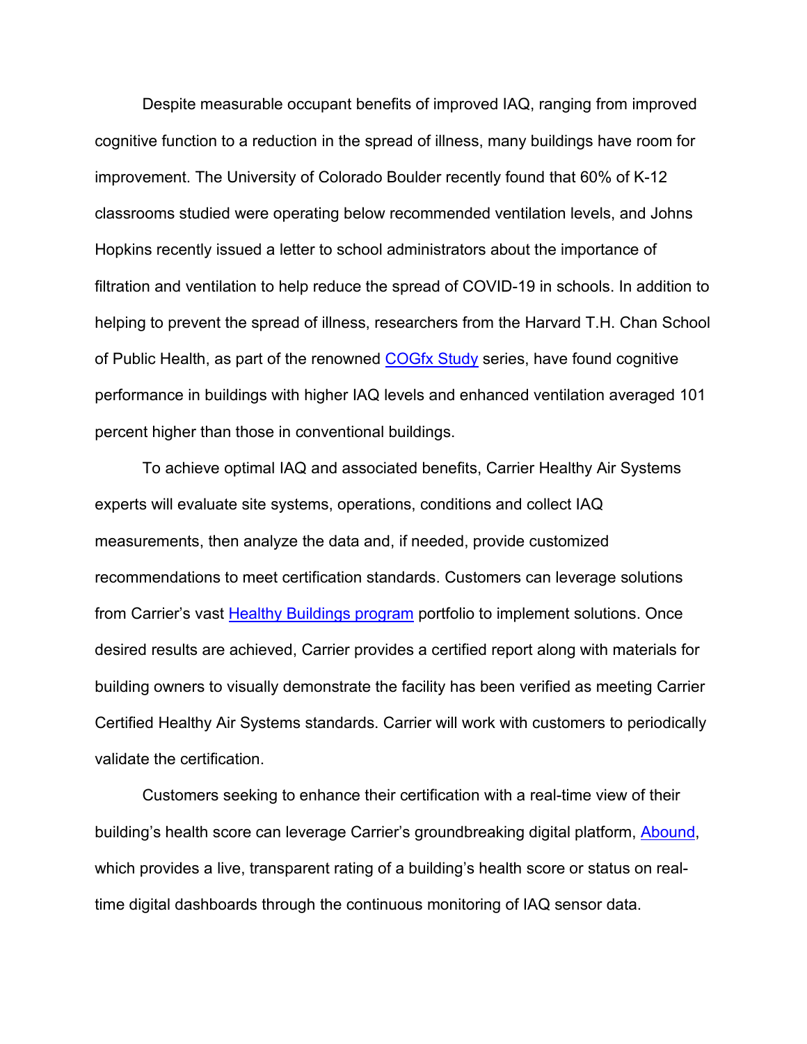Despite measurable occupant benefits of improved IAQ, ranging from improved cognitive function to a reduction in the spread of illness, many buildings have room for improvement. The University of Colorado Boulder recently found that 60% of K-12 classrooms studied were operating below recommended ventilation levels, and Johns Hopkins recently issued a letter to school administrators about the importance of filtration and ventilation to help reduce the spread of COVID-19 in schools. In addition to helping to prevent the spread of illness, researchers from the Harvard T.H. Chan School of Public Health, as part of the renowned COGfx Study series, have found cognitive performance in buildings with higher IAQ levels and enhanced ventilation averaged 101 percent higher than those in conventional buildings.

To achieve optimal IAQ and associated benefits, Carrier Healthy Air Systems experts will evaluate site systems, operations, conditions and collect IAQ measurements, then analyze the data and, if needed, provide customized recommendations to meet certification standards. Customers can leverage solutions from Carrier's vast Healthy Buildings program portfolio to implement solutions. Once desired results are achieved, Carrier provides a certified report along with materials for building owners to visually demonstrate the facility has been verified as meeting Carrier Certified Healthy Air Systems standards. Carrier will work with customers to periodically validate the certification.

Customers seeking to enhance their certification with a real-time view of their building's health score can leverage Carrier's groundbreaking digital platform, Abound, which provides a live, transparent rating of a building's health score or status on real-time digital dashboards through the continuous monitoring of IAQ sensor data.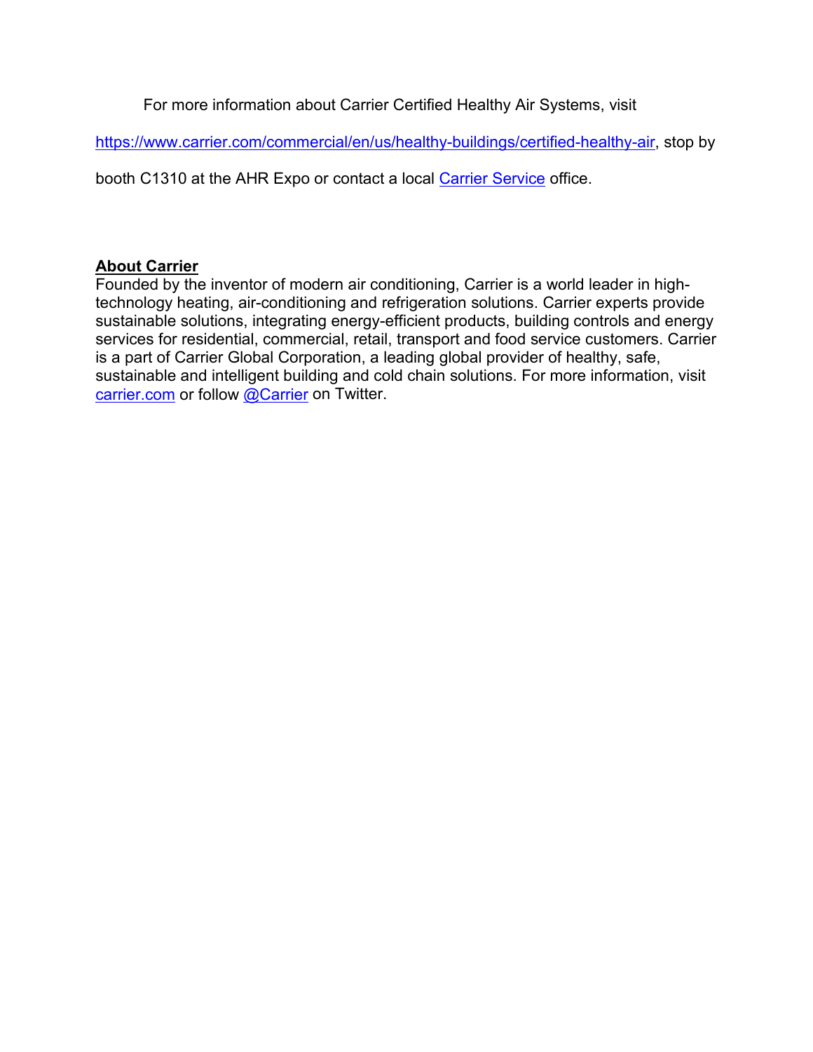For more information about Carrier Certified Healthy Air Systems, visit https://www.carrier.com/commercial/en/us/healthy-buildings/certified-healthy-air, stop by booth C1310 at the AHR Expo or contact a local Carrier Service office.

**About Carrier**

Founded by the inventor of modern air conditioning, Carrier is a world leader in high-technology heating, air-conditioning and refrigeration solutions. Carrier experts provide sustainable solutions, integrating energy-efficient products, building controls and energy services for residential, commercial, retail, transport and food service customers. Carrier is a part of Carrier Global Corporation, a leading global provider of healthy, safe, sustainable and intelligent building and cold chain solutions. For more information, visit carrier.com or follow @Carrier on Twitter.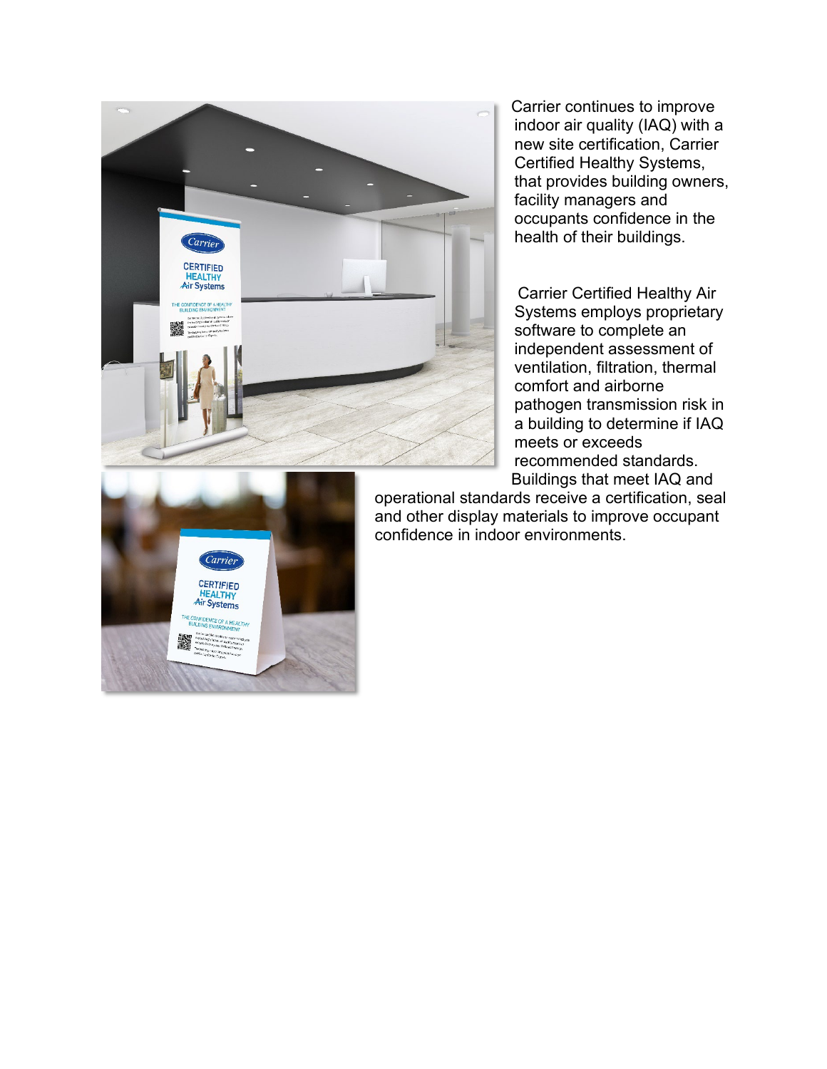Carrier continues to improve indoor air quality (IAQ) with a new site certification, Carrier Certified Healthy Systems, that provides building owners, facility managers and occupants confidence in the health of their buildings.

Carrier Certified Healthy Air Systems employs proprietary software to complete an independent assessment of ventilation, filtration, thermal comfort and airborne pathogen transmission risk in a building to determine if IAQ meets or exceeds recommended standards. Buildings that meet IAQ and operational standards receive a certification, seal and other display materials to improve occupant confidence in indoor environments.